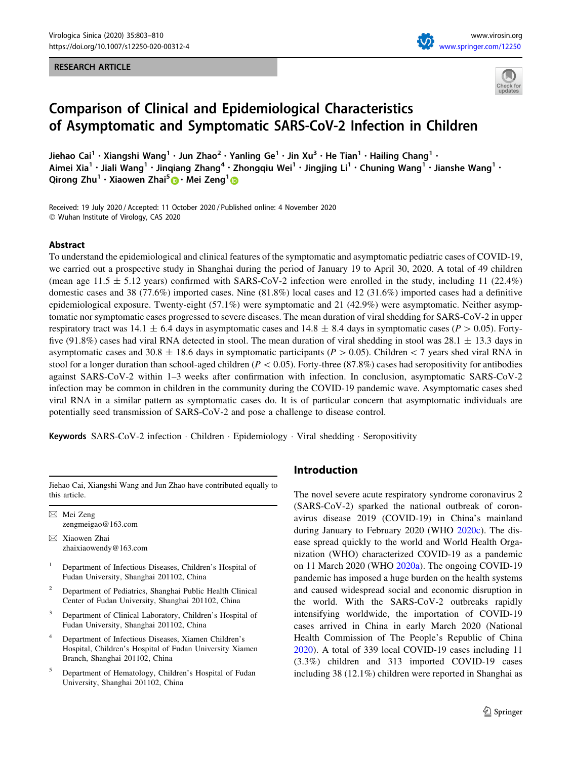RESEARCH ARTICLE

# Comparison of Clinical and Epidemiological Characteristics of Asymptomatic and Symptomatic SARS-CoV-2 Infection in Children

Jiehao Cai[1] · Xiangshi Wang[1] · Jun Zhao[2] · Yanling Ge[1] · Jin Xu[3] · He Tian[1] · Hailing Chang[1] · Aimei Xia[1] · Jiali Wang[1] · Jinqiang Zhang[4] · Zhongqiu Wei[1] · Jingjing Li[1] · Chuning Wang[1] · Jianshe Wang[1] · Qirong Zhu[1] · Xiaowen Zhai[5] · Mei Zeng[1]

Received: 19 July 2020 / Accepted: 11 October 2020 / Published online: 4 November 2020
© Wuhan Institute of Virology, CAS 2020

## Abstract

To understand the epidemiological and clinical features of the symptomatic and asymptomatic pediatric cases of COVID-19, we carried out a prospective study in Shanghai during the period of January 19 to April 30, 2020. A total of 49 children (mean age 11.5 ± 5.12 years) confirmed with SARS-CoV-2 infection were enrolled in the study, including 11 (22.4%) domestic cases and 38 (77.6%) imported cases. Nine (81.8%) local cases and 12 (31.6%) imported cases had a definitive epidemiological exposure. Twenty-eight (57.1%) were symptomatic and 21 (42.9%) were asymptomatic. Neither asymptomatic nor symptomatic cases progressed to severe diseases. The mean duration of viral shedding for SARS-CoV-2 in upper respiratory tract was 14.1 ± 6.4 days in asymptomatic cases and 14.8 ± 8.4 days in symptomatic cases ($P > 0.05$). Forty-five (91.8%) cases had viral RNA detected in stool. The mean duration of viral shedding in stool was 28.1 ± 13.3 days in asymptomatic cases and 30.8 ± 18.6 days in symptomatic participants ($P > 0.05$). Children < 7 years shed viral RNA in stool for a longer duration than school-aged children ($P < 0.05$). Forty-three (87.8%) cases had seropositivity for antibodies against SARS-CoV-2 within 1–3 weeks after confirmation with infection. In conclusion, asymptomatic SARS-CoV-2 infection may be common in children in the community during the COVID-19 pandemic wave. Asymptomatic cases shed viral RNA in a similar pattern as symptomatic cases do. It is of particular concern that asymptomatic individuals are potentially seed transmission of SARS-CoV-2 and pose a challenge to disease control.

**Keywords** SARS-CoV-2 infection · Children · Epidemiology · Viral shedding · Seropositivity

---

Jiehao Cai, Xiangshi Wang and Jun Zhao have contributed equally to this article.

✉ Mei Zeng
zengmeigao@163.com

✉ Xiaowen Zhai
zhaixiaowendy@163.com

[1] Department of Infectious Diseases, Children's Hospital of Fudan University, Shanghai 201102, China

[2] Department of Pediatrics, Shanghai Public Health Clinical Center of Fudan University, Shanghai 201102, China

[3] Department of Clinical Laboratory, Children's Hospital of Fudan University, Shanghai 201102, China

[4] Department of Infectious Diseases, Xiamen Children's Hospital, Children's Hospital of Fudan University Xiamen Branch, Shanghai 201102, China

[5] Department of Hematology, Children's Hospital of Fudan University, Shanghai 201102, China

## Introduction

The novel severe acute respiratory syndrome coronavirus 2 (SARS-CoV-2) sparked the national outbreak of coronavirus disease 2019 (COVID-19) in China's mainland during January to February 2020 (WHO 2020c). The disease spread quickly to the world and World Health Organization (WHO) characterized COVID-19 as a pandemic on 11 March 2020 (WHO 2020a). The ongoing COVID-19 pandemic has imposed a huge burden on the health systems and caused widespread social and economic disruption in the world. With the SARS-CoV-2 outbreaks rapidly intensifying worldwide, the importation of COVID-19 cases arrived in China in early March 2020 (National Health Commission of The People's Republic of China 2020). A total of 339 local COVID-19 cases including 11 (3.3%) children and 313 imported COVID-19 cases including 38 (12.1%) children were reported in Shanghai as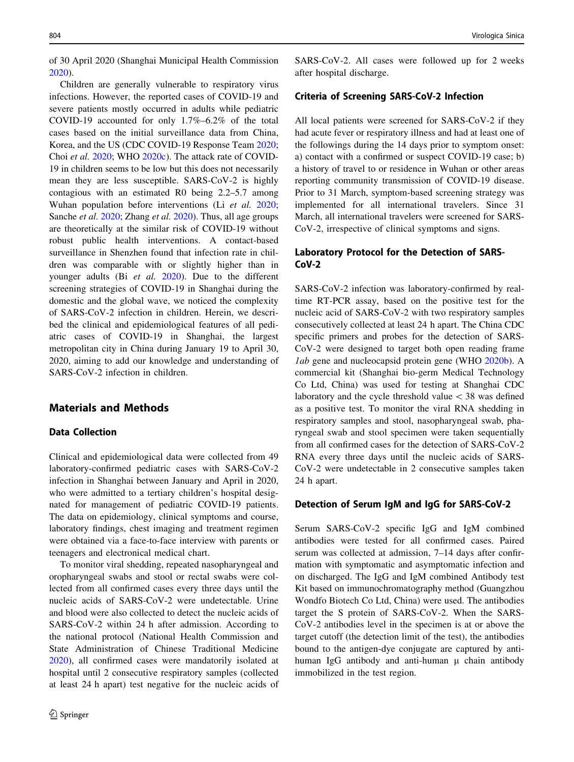of 30 April 2020 (Shanghai Municipal Health Commission 2020).

Children are generally vulnerable to respiratory virus infections. However, the reported cases of COVID-19 and severe patients mostly occurred in adults while pediatric COVID-19 accounted for only 1.7%–6.2% of the total cases based on the initial surveillance data from China, Korea, and the US (CDC COVID-19 Response Team 2020; Choi *et al.* 2020; WHO 2020c). The attack rate of COVID-19 in children seems to be low but this does not necessarily mean they are less susceptible. SARS-CoV-2 is highly contagious with an estimated R0 being 2.2–5.7 among Wuhan population before interventions (Li *et al.* 2020; Sanche *et al.* 2020; Zhang *et al.* 2020). Thus, all age groups are theoretically at the similar risk of COVID-19 without robust public health interventions. A contact-based surveillance in Shenzhen found that infection rate in children was comparable with or slightly higher than in younger adults (Bi *et al.* 2020). Due to the different screening strategies of COVID-19 in Shanghai during the domestic and the global wave, we noticed the complexity of SARS-CoV-2 infection in children. Herein, we described the clinical and epidemiological features of all pediatric cases of COVID-19 in Shanghai, the largest metropolitan city in China during January 19 to April 30, 2020, aiming to add our knowledge and understanding of SARS-CoV-2 infection in children.

## Materials and Methods

### Data Collection

Clinical and epidemiological data were collected from 49 laboratory-confirmed pediatric cases with SARS-CoV-2 infection in Shanghai between January and April in 2020, who were admitted to a tertiary children's hospital designated for management of pediatric COVID-19 patients. The data on epidemiology, clinical symptoms and course, laboratory findings, chest imaging and treatment regimen were obtained via a face-to-face interview with parents or teenagers and electronical medical chart.

To monitor viral shedding, repeated nasopharyngeal and oropharyngeal swabs and stool or rectal swabs were collected from all confirmed cases every three days until the nucleic acids of SARS-CoV-2 were undetectable. Urine and blood were also collected to detect the nucleic acids of SARS-CoV-2 within 24 h after admission. According to the national protocol (National Health Commission and State Administration of Chinese Traditional Medicine 2020), all confirmed cases were mandatorily isolated at hospital until 2 consecutive respiratory samples (collected at least 24 h apart) test negative for the nucleic acids of SARS-CoV-2. All cases were followed up for 2 weeks after hospital discharge.

### Criteria of Screening SARS-CoV-2 Infection

All local patients were screened for SARS-CoV-2 if they had acute fever or respiratory illness and had at least one of the followings during the 14 days prior to symptom onset: a) contact with a confirmed or suspect COVID-19 case; b) a history of travel to or residence in Wuhan or other areas reporting community transmission of COVID-19 disease. Prior to 31 March, symptom-based screening strategy was implemented for all international travelers. Since 31 March, all international travelers were screened for SARS-CoV-2, irrespective of clinical symptoms and signs.

### Laboratory Protocol for the Detection of SARS-CoV-2

SARS-CoV-2 infection was laboratory-confirmed by real-time RT-PCR assay, based on the positive test for the nucleic acid of SARS-CoV-2 with two respiratory samples consecutively collected at least 24 h apart. The China CDC specific primers and probes for the detection of SARS-CoV-2 were designed to target both open reading frame *1ab* gene and nucleocapsid protein gene (WHO 2020b). A commercial kit (Shanghai bio-germ Medical Technology Co Ltd, China) was used for testing at Shanghai CDC laboratory and the cycle threshold value < 38 was defined as a positive test. To monitor the viral RNA shedding in respiratory samples and stool, nasopharyngeal swab, pharyngeal swab and stool specimen were taken sequentially from all confirmed cases for the detection of SARS-CoV-2 RNA every three days until the nucleic acids of SARS-CoV-2 were undetectable in 2 consecutive samples taken 24 h apart.

### Detection of Serum IgM and IgG for SARS-CoV-2

Serum SARS-CoV-2 specific IgG and IgM combined antibodies were tested for all confirmed cases. Paired serum was collected at admission, 7–14 days after confirmation with symptomatic and asymptomatic infection and on discharged. The IgG and IgM combined Antibody test Kit based on immunochromatography method (Guangzhou Wondfo Biotech Co Ltd, China) were used. The antibodies target the S protein of SARS-CoV-2. When the SARS-CoV-2 antibodies level in the specimen is at or above the target cutoff (the detection limit of the test), the antibodies bound to the antigen-dye conjugate are captured by anti-human IgG antibody and anti-human μ chain antibody immobilized in the test region.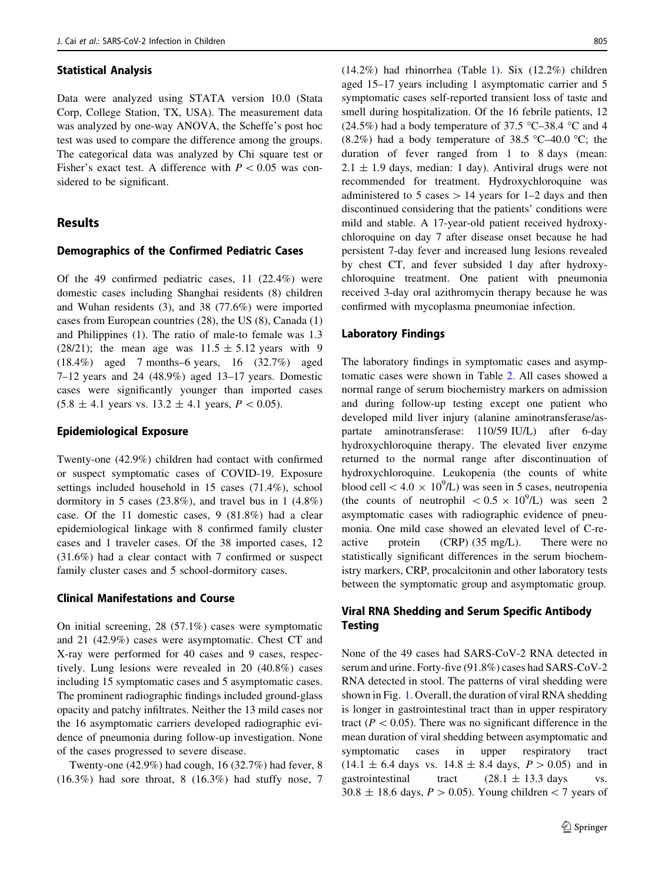### Statistical Analysis

Data were analyzed using STATA version 10.0 (Stata Corp, College Station, TX, USA). The measurement data was analyzed by one-way ANOVA, the Scheffe's post hoc test was used to compare the difference among the groups. The categorical data was analyzed by Chi square test or Fisher's exact test. A difference with $P < 0.05$ was considered to be significant.

## Results

### Demographics of the Confirmed Pediatric Cases

Of the 49 confirmed pediatric cases, 11 (22.4%) were domestic cases including Shanghai residents (8) children and Wuhan residents (3), and 38 (77.6%) were imported cases from European countries (28), the US (8), Canada (1) and Philippines (1). The ratio of male-to female was 1.3 (28/21); the mean age was $11.5 \pm 5.12$ years with 9 (18.4%) aged 7 months–6 years, 16 (32.7%) aged 7–12 years and 24 (48.9%) aged 13–17 years. Domestic cases were significantly younger than imported cases ($5.8 \pm 4.1$ years vs. $13.2 \pm 4.1$ years, $P < 0.05$).

### Epidemiological Exposure

Twenty-one (42.9%) children had contact with confirmed or suspect symptomatic cases of COVID-19. Exposure settings included household in 15 cases (71.4%), school dormitory in 5 cases (23.8%), and travel bus in 1 (4.8%) case. Of the 11 domestic cases, 9 (81.8%) had a clear epidemiological linkage with 8 confirmed family cluster cases and 1 traveler cases. Of the 38 imported cases, 12 (31.6%) had a clear contact with 7 confirmed or suspect family cluster cases and 5 school-dormitory cases.

### Clinical Manifestations and Course

On initial screening, 28 (57.1%) cases were symptomatic and 21 (42.9%) cases were asymptomatic. Chest CT and X-ray were performed for 40 cases and 9 cases, respectively. Lung lesions were revealed in 20 (40.8%) cases including 15 symptomatic cases and 5 asymptomatic cases. The prominent radiographic findings included ground-glass opacity and patchy infiltrates. Neither the 13 mild cases nor the 16 asymptomatic carriers developed radiographic evidence of pneumonia during follow-up investigation. None of the cases progressed to severe disease.

Twenty-one (42.9%) had cough, 16 (32.7%) had fever, 8 (16.3%) had sore throat, 8 (16.3%) had stuffy nose, 7 (14.2%) had rhinorrhea (Table 1). Six (12.2%) children aged 15–17 years including 1 asymptomatic carrier and 5 symptomatic cases self-reported transient loss of taste and smell during hospitalization. Of the 16 febrile patients, 12 (24.5%) had a body temperature of 37.5 °C–38.4 °C and 4 (8.2%) had a body temperature of 38.5 °C–40.0 °C; the duration of fever ranged from 1 to 8 days (mean: $2.1 \pm 1.9$ days, median: 1 day). Antiviral drugs were not recommended for treatment. Hydroxychloroquine was administered to 5 cases > 14 years for 1–2 days and then discontinued considering that the patients' conditions were mild and stable. A 17-year-old patient received hydroxychloroquine on day 7 after disease onset because he had persistent 7-day fever and increased lung lesions revealed by chest CT, and fever subsided 1 day after hydroxychloroquine treatment. One patient with pneumonia received 3-day oral azithromycin therapy because he was confirmed with mycoplasma pneumoniae infection.

### Laboratory Findings

The laboratory findings in symptomatic cases and asymptomatic cases were shown in Table 2. All cases showed a normal range of serum biochemistry markers on admission and during follow-up testing except one patient who developed mild liver injury (alanine aminotransferase/aspartate aminotransferase: 110/59 IU/L) after 6-day hydroxychloroquine therapy. The elevated liver enzyme returned to the normal range after discontinuation of hydroxychloroquine. Leukopenia (the counts of white blood cell $< 4.0 \times 10^9$/L) was seen in 5 cases, neutropenia (the counts of neutrophil $< 0.5 \times 10^9$/L) was seen 2 asymptomatic cases with radiographic evidence of pneumonia. One mild case showed an elevated level of C-reactive protein (CRP) (35 mg/L). There were no statistically significant differences in the serum biochemistry markers, CRP, procalcitonin and other laboratory tests between the symptomatic group and asymptomatic group.

### Viral RNA Shedding and Serum Specific Antibody Testing

None of the 49 cases had SARS-CoV-2 RNA detected in serum and urine. Forty-five (91.8%) cases had SARS-CoV-2 RNA detected in stool. The patterns of viral shedding were shown in Fig. 1. Overall, the duration of viral RNA shedding is longer in gastrointestinal tract than in upper respiratory tract ($P < 0.05$). There was no significant difference in the mean duration of viral shedding between asymptomatic and symptomatic cases in upper respiratory tract ($14.1 \pm 6.4$ days vs. $14.8 \pm 8.4$ days, $P > 0.05$) and in gastrointestinal tract ($28.1 \pm 13.3$ days vs. $30.8 \pm 18.6$ days, $P > 0.05$). Young children < 7 years of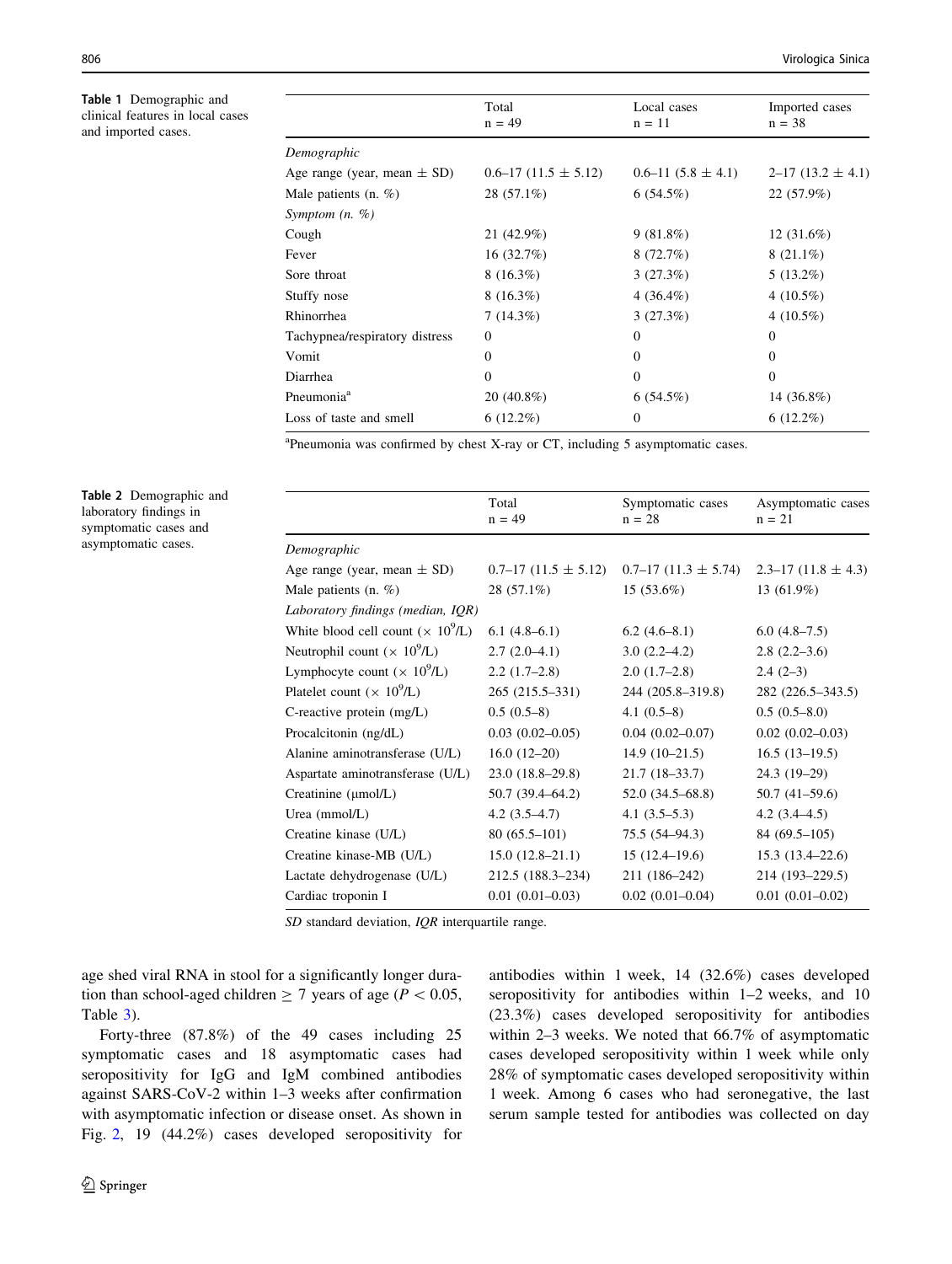**Table 1** Demographic and clinical features in local cases and imported cases.

| | Total n = 49 | Local cases n = 11 | Imported cases n = 38 |
|---|---|---|---|
| *Demographic* | | | |
| Age range (year, mean ± SD) | 0.6–17 (11.5 ± 5.12) | 0.6–11 (5.8 ± 4.1) | 2–17 (13.2 ± 4.1) |
| Male patients (n. %) | 28 (57.1%) | 6 (54.5%) | 22 (57.9%) |
| *Symptom (n. %)* | | | |
| Cough | 21 (42.9%) | 9 (81.8%) | 12 (31.6%) |
| Fever | 16 (32.7%) | 8 (72.7%) | 8 (21.1%) |
| Sore throat | 8 (16.3%) | 3 (27.3%) | 5 (13.2%) |
| Stuffy nose | 8 (16.3%) | 4 (36.4%) | 4 (10.5%) |
| Rhinorrhea | 7 (14.3%) | 3 (27.3%) | 4 (10.5%) |
| Tachypnea/respiratory distress | 0 | 0 | 0 |
| Vomit | 0 | 0 | 0 |
| Diarrhea | 0 | 0 | 0 |
| Pneumonia[a] | 20 (40.8%) | 6 (54.5%) | 14 (36.8%) |
| Loss of taste and smell | 6 (12.2%) | 0 | 6 (12.2%) |

[a]Pneumonia was confirmed by chest X-ray or CT, including 5 asymptomatic cases.

**Table 2** Demographic and laboratory findings in symptomatic cases and asymptomatic cases.

| | Total n = 49 | Symptomatic cases n = 28 | Asymptomatic cases n = 21 |
|---|---|---|---|
| *Demographic* | | | |
| Age range (year, mean ± SD) | 0.7–17 (11.5 ± 5.12) | 0.7–17 (11.3 ± 5.74) | 2.3–17 (11.8 ± 4.3) |
| Male patients (n. %) | 28 (57.1%) | 15 (53.6%) | 13 (61.9%) |
| *Laboratory findings (median, IQR)* | | | |
| White blood cell count ($\times 10^9$/L) | 6.1 (4.8–6.1) | 6.2 (4.6–8.1) | 6.0 (4.8–7.5) |
| Neutrophil count ($\times 10^9$/L) | 2.7 (2.0–4.1) | 3.0 (2.2–4.2) | 2.8 (2.2–3.6) |
| Lymphocyte count ($\times 10^9$/L) | 2.2 (1.7–2.8) | 2.0 (1.7–2.8) | 2.4 (2–3) |
| Platelet count ($\times 10^9$/L) | 265 (215.5–331) | 244 (205.8–319.8) | 282 (226.5–343.5) |
| C-reactive protein (mg/L) | 0.5 (0.5–8) | 4.1 (0.5–8) | 0.5 (0.5–8.0) |
| Procalcitonin (ng/dL) | 0.03 (0.02–0.05) | 0.04 (0.02–0.07) | 0.02 (0.02–0.03) |
| Alanine aminotransferase (U/L) | 16.0 (12–20) | 14.9 (10–21.5) | 16.5 (13–19.5) |
| Aspartate aminotransferase (U/L) | 23.0 (18.8–29.8) | 21.7 (18–33.7) | 24.3 (19–29) |
| Creatinine (μmol/L) | 50.7 (39.4–64.2) | 52.0 (34.5–68.8) | 50.7 (41–59.6) |
| Urea (mmol/L) | 4.2 (3.5–4.7) | 4.1 (3.5–5.3) | 4.2 (3.4–4.5) |
| Creatine kinase (U/L) | 80 (65.5–101) | 75.5 (54–94.3) | 84 (69.5–105) |
| Creatine kinase-MB (U/L) | 15.0 (12.8–21.1) | 15 (12.4–19.6) | 15.3 (13.4–22.6) |
| Lactate dehydrogenase (U/L) | 212.5 (188.3–234) | 211 (186–242) | 214 (193–229.5) |
| Cardiac troponin I | 0.01 (0.01–0.03) | 0.02 (0.01–0.04) | 0.01 (0.01–0.02) |

*SD* standard deviation, *IQR* interquartile range.

age shed viral RNA in stool for a significantly longer duration than school-aged children ≥ 7 years of age ($P < 0.05$, Table 3).

Forty-three (87.8%) of the 49 cases including 25 symptomatic cases and 18 asymptomatic cases had seropositivity for IgG and IgM combined antibodies against SARS-CoV-2 within 1–3 weeks after confirmation with asymptomatic infection or disease onset. As shown in Fig. 2, 19 (44.2%) cases developed seropositivity for antibodies within 1 week, 14 (32.6%) cases developed seropositivity for antibodies within 1–2 weeks, and 10 (23.3%) cases developed seropositivity for antibodies within 2–3 weeks. We noted that 66.7% of asymptomatic cases developed seropositivity within 1 week while only 28% of symptomatic cases developed seropositivity within 1 week. Among 6 cases who had seronegative, the last serum sample tested for antibodies was collected on day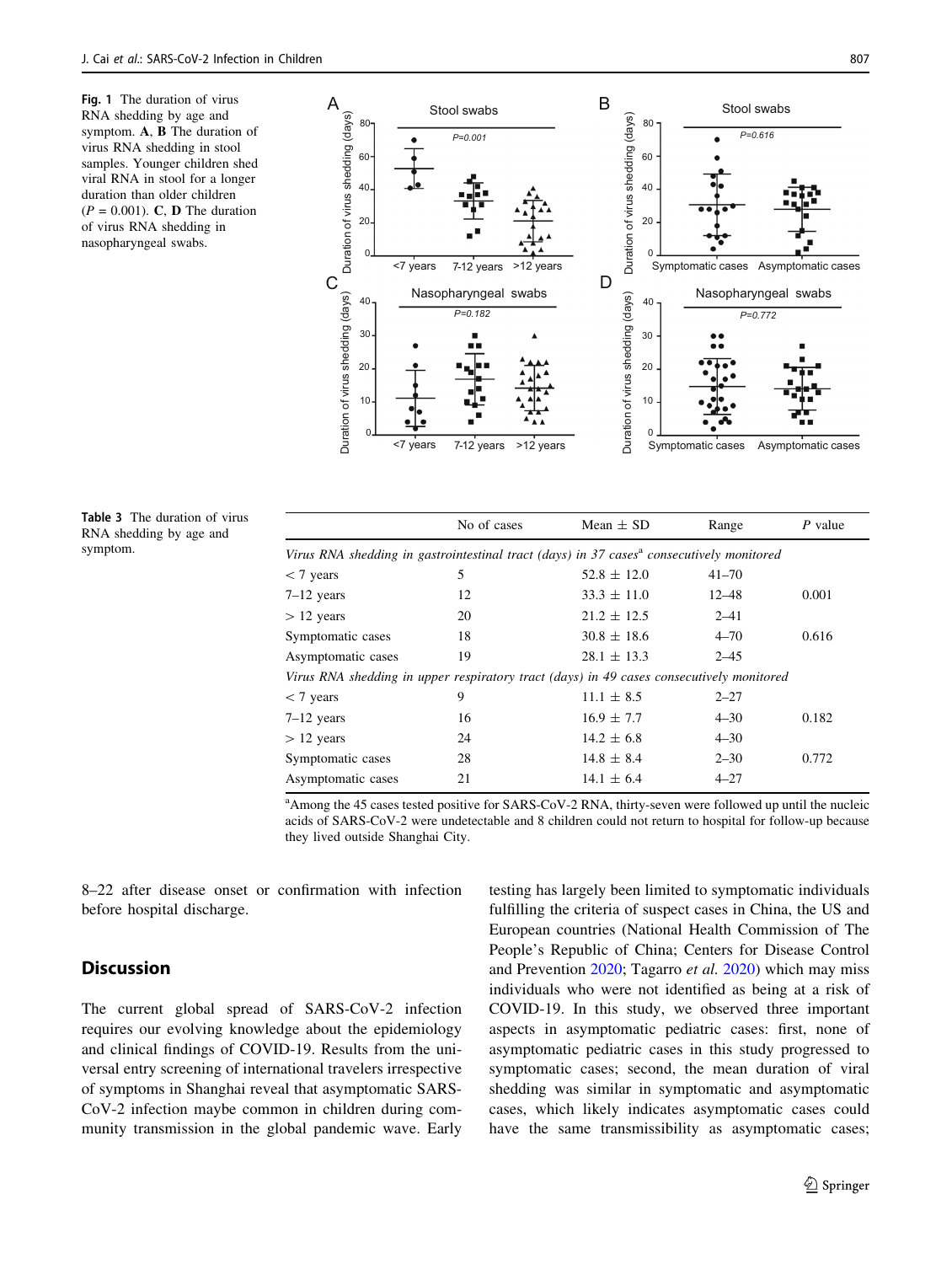**Fig. 1** The duration of virus RNA shedding by age and symptom. **A**, **B** The duration of virus RNA shedding in stool samples. Younger children shed viral RNA in stool for a longer duration than older children ($P = 0.001$). **C**, **D** The duration of virus RNA shedding in nasopharyngeal swabs.

**Table 3** The duration of virus RNA shedding by age and symptom.

| | No of cases | Mean ± SD | Range | *P* value |
|---|---|---|---|---|
| *Virus RNA shedding in gastrointestinal tract (days) in 37 cases[a] consecutively monitored* | | | | |
| < 7 years | 5 | 52.8 ± 12.0 | 41–70 | |
| 7–12 years | 12 | 33.3 ± 11.0 | 12–48 | 0.001 |
| > 12 years | 20 | 21.2 ± 12.5 | 2–41 | |
| Symptomatic cases | 18 | 30.8 ± 18.6 | 4–70 | 0.616 |
| Asymptomatic cases | 19 | 28.1 ± 13.3 | 2–45 | |
| *Virus RNA shedding in upper respiratory tract (days) in 49 cases consecutively monitored* | | | | |
| < 7 years | 9 | 11.1 ± 8.5 | 2–27 | |
| 7–12 years | 16 | 16.9 ± 7.7 | 4–30 | 0.182 |
| > 12 years | 24 | 14.2 ± 6.8 | 4–30 | |
| Symptomatic cases | 28 | 14.8 ± 8.4 | 2–30 | 0.772 |
| Asymptomatic cases | 21 | 14.1 ± 6.4 | 4–27 | |

[a]Among the 45 cases tested positive for SARS-CoV-2 RNA, thirty-seven were followed up until the nucleic acids of SARS-CoV-2 were undetectable and 8 children could not return to hospital for follow-up because they lived outside Shanghai City.

8–22 after disease onset or confirmation with infection before hospital discharge.

## Discussion

The current global spread of SARS-CoV-2 infection requires our evolving knowledge about the epidemiology and clinical findings of COVID-19. Results from the universal entry screening of international travelers irrespective of symptoms in Shanghai reveal that asymptomatic SARS-CoV-2 infection maybe common in children during community transmission in the global pandemic wave. Early testing has largely been limited to symptomatic individuals fulfilling the criteria of suspect cases in China, the US and European countries (National Health Commission of The People's Republic of China; Centers for Disease Control and Prevention 2020; Tagarro *et al.* 2020) which may miss individuals who were not identified as being at a risk of COVID-19. In this study, we observed three important aspects in asymptomatic pediatric cases: first, none of asymptomatic pediatric cases in this study progressed to symptomatic cases; second, the mean duration of viral shedding was similar in symptomatic and asymptomatic cases, which likely indicates asymptomatic cases could have the same transmissibility as asymptomatic cases;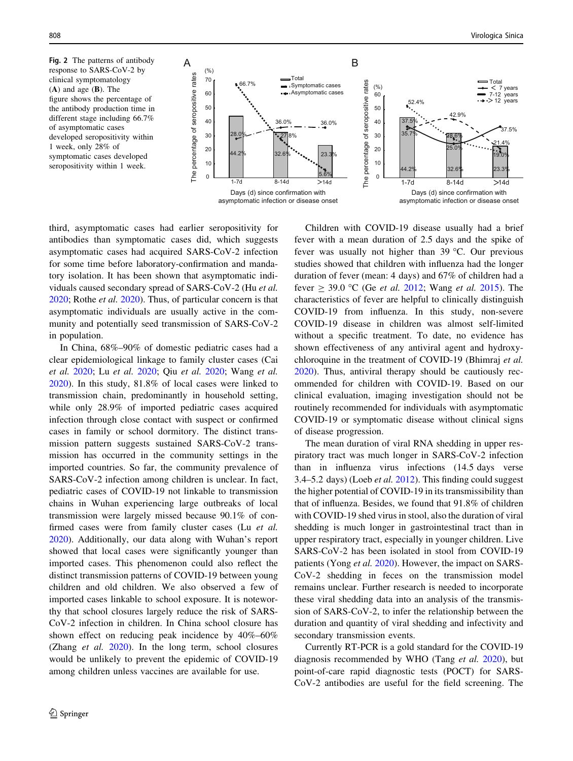Fig. 2 The patterns of antibody response to SARS-CoV-2 by clinical symptomatology (**A**) and age (**B**). The figure shows the percentage of the antibody production time in different stage including 66.7% of asymptomatic cases developed seropositivity within 1 week, only 28% of symptomatic cases developed seropositivity within 1 week.

third, asymptomatic cases had earlier seropositivity for antibodies than symptomatic cases did, which suggests asymptomatic cases had acquired SARS-CoV-2 infection for some time before laboratory-confirmation and mandatory isolation. It has been shown that asymptomatic individuals caused secondary spread of SARS-CoV-2 (Hu *et al.* 2020; Rothe *et al.* 2020). Thus, of particular concern is that asymptomatic individuals are usually active in the community and potentially seed transmission of SARS-CoV-2 in population.

In China, 68%–90% of domestic pediatric cases had a clear epidemiological linkage to family cluster cases (Cai *et al.* 2020; Lu *et al.* 2020; Qiu *et al.* 2020; Wang *et al.* 2020). In this study, 81.8% of local cases were linked to transmission chain, predominantly in household setting, while only 28.9% of imported pediatric cases acquired infection through close contact with suspect or confirmed cases in family or school dormitory. The distinct transmission pattern suggests sustained SARS-CoV-2 transmission has occurred in the community settings in the imported countries. So far, the community prevalence of SARS-CoV-2 infection among children is unclear. In fact, pediatric cases of COVID-19 not linkable to transmission chains in Wuhan experiencing large outbreaks of local transmission were largely missed because 90.1% of confirmed cases were from family cluster cases (Lu *et al.* 2020). Additionally, our data along with Wuhan's report showed that local cases were significantly younger than imported cases. This phenomenon could also reflect the distinct transmission patterns of COVID-19 between young children and old children. We also observed a few of imported cases linkable to school exposure. It is noteworthy that school closures largely reduce the risk of SARS-CoV-2 infection in children. In China school closure has shown effect on reducing peak incidence by 40%–60% (Zhang *et al.* 2020). In the long term, school closures would be unlikely to prevent the epidemic of COVID-19 among children unless vaccines are available for use.

Children with COVID-19 disease usually had a brief fever with a mean duration of 2.5 days and the spike of fever was usually not higher than 39 °C. Our previous studies showed that children with influenza had the longer duration of fever (mean: 4 days) and 67% of children had a fever ≥ 39.0 °C (Ge *et al.* 2012; Wang *et al.* 2015). The characteristics of fever are helpful to clinically distinguish COVID-19 from influenza. In this study, non-severe COVID-19 disease in children was almost self-limited without a specific treatment. To date, no evidence has shown effectiveness of any antiviral agent and hydroxychloroquine in the treatment of COVID-19 (Bhimraj *et al.* 2020). Thus, antiviral therapy should be cautiously recommended for children with COVID-19. Based on our clinical evaluation, imaging investigation should not be routinely recommended for individuals with asymptomatic COVID-19 or symptomatic disease without clinical signs of disease progression.

The mean duration of viral RNA shedding in upper respiratory tract was much longer in SARS-CoV-2 infection than in influenza virus infections (14.5 days verse 3.4–5.2 days) (Loeb *et al.* 2012). This finding could suggest the higher potential of COVID-19 in its transmissibility than that of influenza. Besides, we found that 91.8% of children with COVID-19 shed virus in stool, also the duration of viral shedding is much longer in gastrointestinal tract than in upper respiratory tract, especially in younger children. Live SARS-CoV-2 has been isolated in stool from COVID-19 patients (Yong *et al.* 2020). However, the impact on SARS-CoV-2 shedding in feces on the transmission model remains unclear. Further research is needed to incorporate these viral shedding data into an analysis of the transmission of SARS-CoV-2, to infer the relationship between the duration and quantity of viral shedding and infectivity and secondary transmission events.

Currently RT-PCR is a gold standard for the COVID-19 diagnosis recommended by WHO (Tang *et al.* 2020), but point-of-care rapid diagnostic tests (POCT) for SARS-CoV-2 antibodies are useful for the field screening. The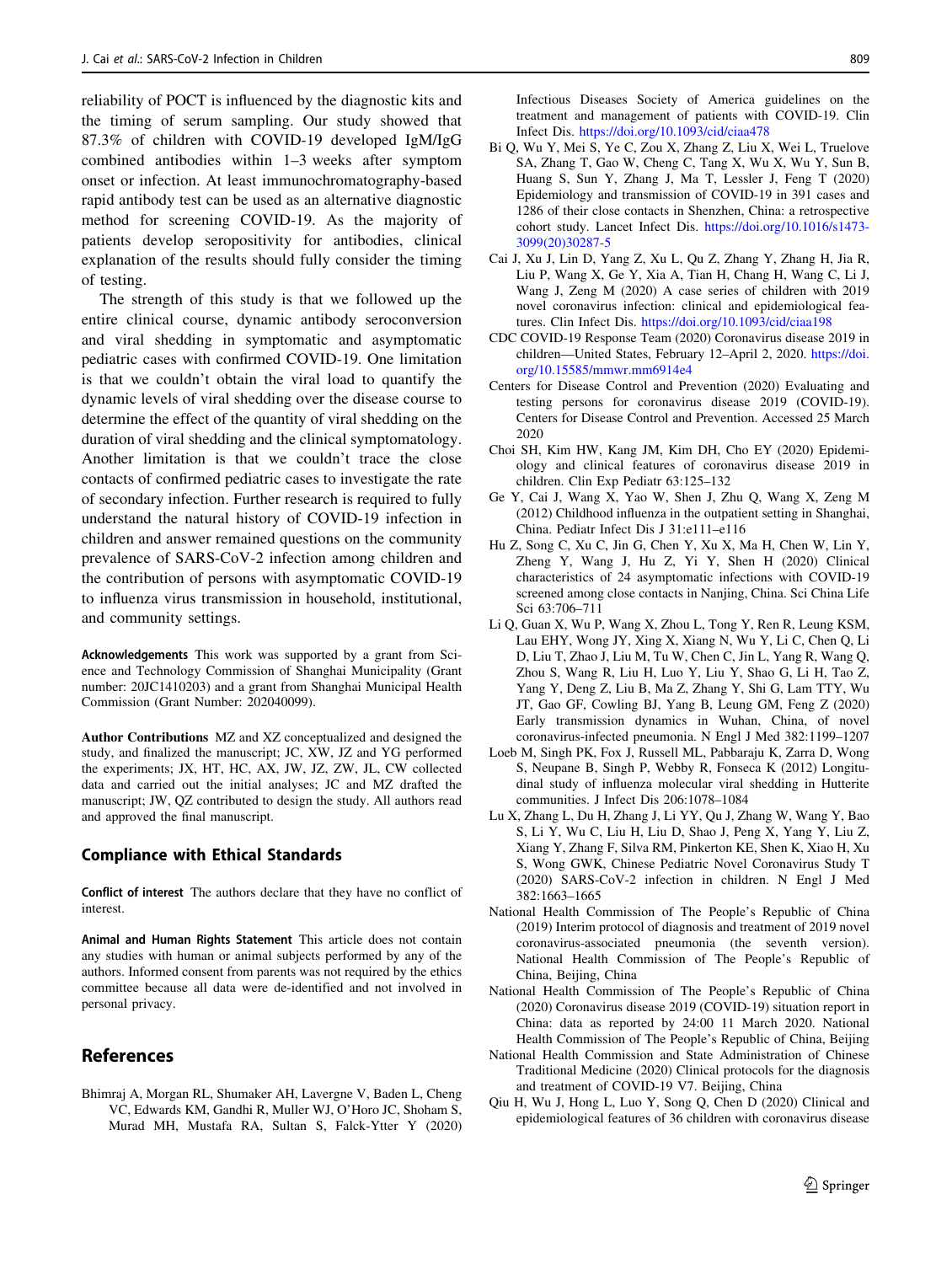reliability of POCT is influenced by the diagnostic kits and the timing of serum sampling. Our study showed that 87.3% of children with COVID-19 developed IgM/IgG combined antibodies within 1–3 weeks after symptom onset or infection. At least immunochromatography-based rapid antibody test can be used as an alternative diagnostic method for screening COVID-19. As the majority of patients develop seropositivity for antibodies, clinical explanation of the results should fully consider the timing of testing.

The strength of this study is that we followed up the entire clinical course, dynamic antibody seroconversion and viral shedding in symptomatic and asymptomatic pediatric cases with confirmed COVID-19. One limitation is that we couldn't obtain the viral load to quantify the dynamic levels of viral shedding over the disease course to determine the effect of the quantity of viral shedding on the duration of viral shedding and the clinical symptomatology. Another limitation is that we couldn't trace the close contacts of confirmed pediatric cases to investigate the rate of secondary infection. Further research is required to fully understand the natural history of COVID-19 infection in children and answer remained questions on the community prevalence of SARS-CoV-2 infection among children and the contribution of persons with asymptomatic COVID-19 to influenza virus transmission in household, institutional, and community settings.

**Acknowledgements** This work was supported by a grant from Science and Technology Commission of Shanghai Municipality (Grant number: 20JC1410203) and a grant from Shanghai Municipal Health Commission (Grant Number: 202040099).

**Author Contributions** MZ and XZ conceptualized and designed the study, and finalized the manuscript; JC, XW, JZ and YG performed the experiments; JX, HT, HC, AX, JW, JZ, ZW, JL, CW collected data and carried out the initial analyses; JC and MZ drafted the manuscript; JW, QZ contributed to design the study. All authors read and approved the final manuscript.

## Compliance with Ethical Standards

**Conflict of interest** The authors declare that they have no conflict of interest.

**Animal and Human Rights Statement** This article does not contain any studies with human or animal subjects performed by any of the authors. Informed consent from parents was not required by the ethics committee because all data were de-identified and not involved in personal privacy.

## References

Bhimraj A, Morgan RL, Shumaker AH, Lavergne V, Baden L, Cheng VC, Edwards KM, Gandhi R, Muller WJ, O'Horo JC, Shoham S, Murad MH, Mustafa RA, Sultan S, Falck-Ytter Y (2020) Infectious Diseases Society of America guidelines on the treatment and management of patients with COVID-19. Clin Infect Dis. https://doi.org/10.1093/cid/ciaa478

Bi Q, Wu Y, Mei S, Ye C, Zou X, Zhang Z, Liu X, Wei L, Truelove SA, Zhang T, Gao W, Cheng C, Tang X, Wu X, Wu Y, Sun B, Huang S, Sun Y, Zhang J, Ma T, Lessler J, Feng T (2020) Epidemiology and transmission of COVID-19 in 391 cases and 1286 of their close contacts in Shenzhen, China: a retrospective cohort study. Lancet Infect Dis. https://doi.org/10.1016/s1473-3099(20)30287-5

Cai J, Xu J, Lin D, Yang Z, Xu L, Qu Z, Zhang Y, Zhang H, Jia R, Liu P, Wang X, Ge Y, Xia A, Tian H, Chang H, Wang C, Li J, Wang J, Zeng M (2020) A case series of children with 2019 novel coronavirus infection: clinical and epidemiological features. Clin Infect Dis. https://doi.org/10.1093/cid/ciaa198

CDC COVID-19 Response Team (2020) Coronavirus disease 2019 in children—United States, February 12–April 2, 2020. https://doi.org/10.15585/mmwr.mm6914e4

Centers for Disease Control and Prevention (2020) Evaluating and testing persons for coronavirus disease 2019 (COVID-19). Centers for Disease Control and Prevention. Accessed 25 March 2020

Choi SH, Kim HW, Kang JM, Kim DH, Cho EY (2020) Epidemiology and clinical features of coronavirus disease 2019 in children. Clin Exp Pediatr 63:125–132

Ge Y, Cai J, Wang X, Yao W, Shen J, Zhu Q, Wang X, Zeng M (2012) Childhood influenza in the outpatient setting in Shanghai, China. Pediatr Infect Dis J 31:e111–e116

Hu Z, Song C, Xu C, Jin G, Chen Y, Xu X, Ma H, Chen W, Lin Y, Zheng Y, Wang J, Hu Z, Yi Y, Shen H (2020) Clinical characteristics of 24 asymptomatic infections with COVID-19 screened among close contacts in Nanjing, China. Sci China Life Sci 63:706–711

Li Q, Guan X, Wu P, Wang X, Zhou L, Tong Y, Ren R, Leung KSM, Lau EHY, Wong JY, Xing X, Xiang N, Wu Y, Li C, Chen Q, Li D, Liu T, Zhao J, Liu M, Tu W, Chen C, Jin L, Yang R, Wang Q, Zhou S, Wang R, Liu H, Luo Y, Liu Y, Shao G, Li H, Tao Z, Yang Y, Deng Z, Liu B, Ma Z, Zhang Y, Shi G, Lam TTY, Wu JT, Gao GF, Cowling BJ, Yang B, Leung GM, Feng Z (2020) Early transmission dynamics in Wuhan, China, of novel coronavirus-infected pneumonia. N Engl J Med 382:1199–1207

Loeb M, Singh PK, Fox J, Russell ML, Pabbaraju K, Zarra D, Wong S, Neupane B, Singh P, Webby R, Fonseca K (2012) Longitudinal study of influenza molecular viral shedding in Hutterite communities. J Infect Dis 206:1078–1084

Lu X, Zhang L, Du H, Zhang J, Li YY, Qu J, Zhang W, Wang Y, Bao S, Li Y, Wu C, Liu H, Liu D, Shao J, Peng X, Yang Y, Liu Z, Xiang Y, Zhang F, Silva RM, Pinkerton KE, Shen K, Xiao H, Xu S, Wong GWK, Chinese Pediatric Novel Coronavirus Study T (2020) SARS-CoV-2 infection in children. N Engl J Med 382:1663–1665

National Health Commission of The People's Republic of China (2019) Interim protocol of diagnosis and treatment of 2019 novel coronavirus-associated pneumonia (the seventh version). National Health Commission of The People's Republic of China, Beijing, China

National Health Commission of The People's Republic of China (2020) Coronavirus disease 2019 (COVID-19) situation report in China: data as reported by 24:00 11 March 2020. National Health Commission of The People's Republic of China, Beijing

National Health Commission and State Administration of Chinese Traditional Medicine (2020) Clinical protocols for the diagnosis and treatment of COVID-19 V7. Beijing, China

Qiu H, Wu J, Hong L, Luo Y, Song Q, Chen D (2020) Clinical and epidemiological features of 36 children with coronavirus disease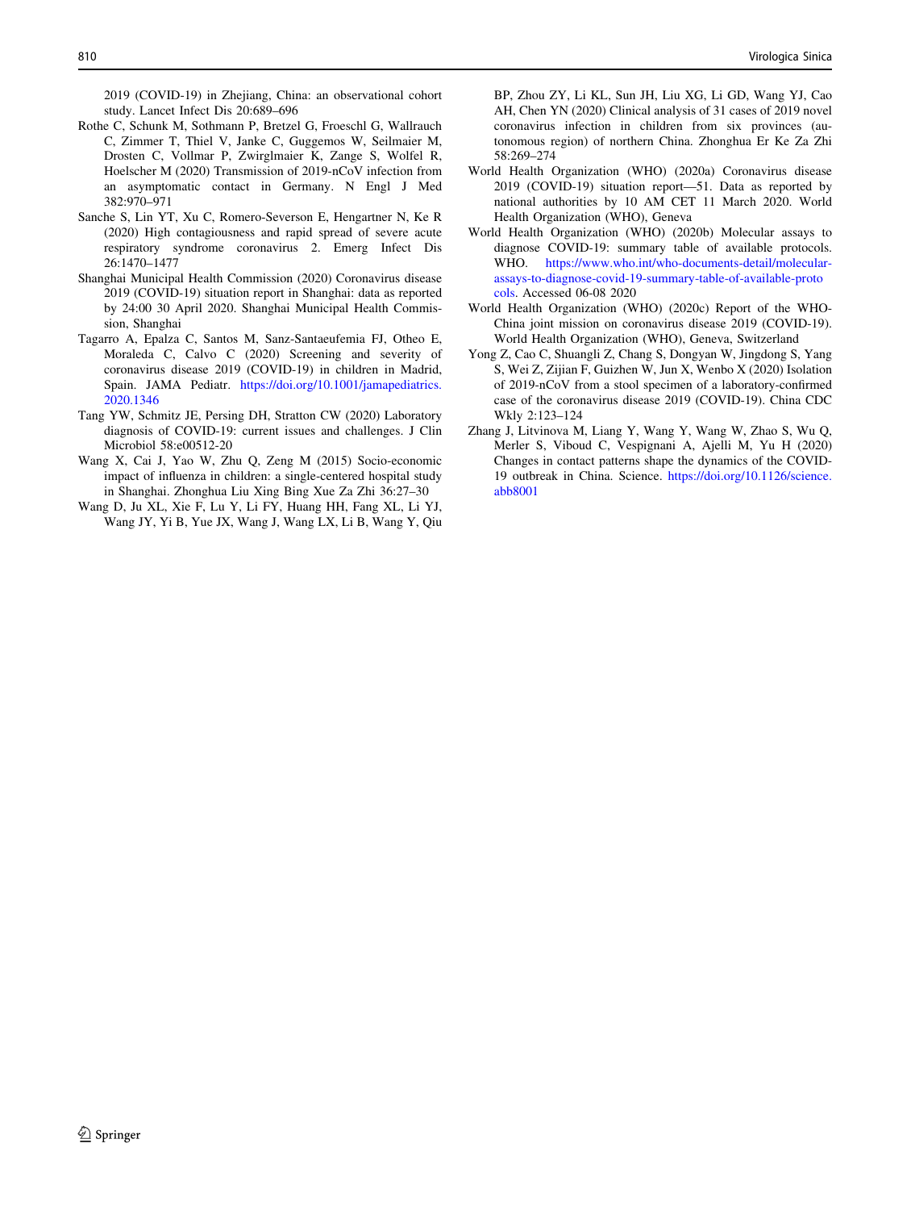2019 (COVID-19) in Zhejiang, China: an observational cohort study. Lancet Infect Dis 20:689–696

Rothe C, Schunk M, Sothmann P, Bretzel G, Froeschl G, Wallrauch C, Zimmer T, Thiel V, Janke C, Guggemos W, Seilmaier M, Drosten C, Vollmar P, Zwirglmaier K, Zange S, Wolfel R, Hoelscher M (2020) Transmission of 2019-nCoV infection from an asymptomatic contact in Germany. N Engl J Med 382:970–971

Sanche S, Lin YT, Xu C, Romero-Severson E, Hengartner N, Ke R (2020) High contagiousness and rapid spread of severe acute respiratory syndrome coronavirus 2. Emerg Infect Dis 26:1470–1477

Shanghai Municipal Health Commission (2020) Coronavirus disease 2019 (COVID-19) situation report in Shanghai: data as reported by 24:00 30 April 2020. Shanghai Municipal Health Commission, Shanghai

Tagarro A, Epalza C, Santos M, Sanz-Santaeufemia FJ, Otheo E, Moraleda C, Calvo C (2020) Screening and severity of coronavirus disease 2019 (COVID-19) in children in Madrid, Spain. JAMA Pediatr. https://doi.org/10.1001/jamapediatrics.2020.1346

Tang YW, Schmitz JE, Persing DH, Stratton CW (2020) Laboratory diagnosis of COVID-19: current issues and challenges. J Clin Microbiol 58:e00512-20

Wang X, Cai J, Yao W, Zhu Q, Zeng M (2015) Socio-economic impact of influenza in children: a single-centered hospital study in Shanghai. Zhonghua Liu Xing Bing Xue Za Zhi 36:27–30

Wang D, Ju XL, Xie F, Lu Y, Li FY, Huang HH, Fang XL, Li YJ, Wang JY, Yi B, Yue JX, Wang J, Wang LX, Li B, Wang Y, Qiu BP, Zhou ZY, Li KL, Sun JH, Liu XG, Li GD, Wang YJ, Cao AH, Chen YN (2020) Clinical analysis of 31 cases of 2019 novel coronavirus infection in children from six provinces (autonomous region) of northern China. Zhonghua Er Ke Za Zhi 58:269–274

World Health Organization (WHO) (2020a) Coronavirus disease 2019 (COVID-19) situation report—51. Data as reported by national authorities by 10 AM CET 11 March 2020. World Health Organization (WHO), Geneva

World Health Organization (WHO) (2020b) Molecular assays to diagnose COVID-19: summary table of available protocols. WHO. https://www.who.int/who-documents-detail/molecular-assays-to-diagnose-covid-19-summary-table-of-available-protocols. Accessed 06-08 2020

World Health Organization (WHO) (2020c) Report of the WHO-China joint mission on coronavirus disease 2019 (COVID-19). World Health Organization (WHO), Geneva, Switzerland

Yong Z, Cao C, Shuangli Z, Chang S, Dongyan W, Jingdong S, Yang S, Wei Z, Zijian F, Guizhen W, Jun X, Wenbo X (2020) Isolation of 2019-nCoV from a stool specimen of a laboratory-confirmed case of the coronavirus disease 2019 (COVID-19). China CDC Wkly 2:123–124

Zhang J, Litvinova M, Liang Y, Wang Y, Wang W, Zhao S, Wu Q, Merler S, Viboud C, Vespignani A, Ajelli M, Yu H (2020) Changes in contact patterns shape the dynamics of the COVID-19 outbreak in China. Science. https://doi.org/10.1126/science.abb8001